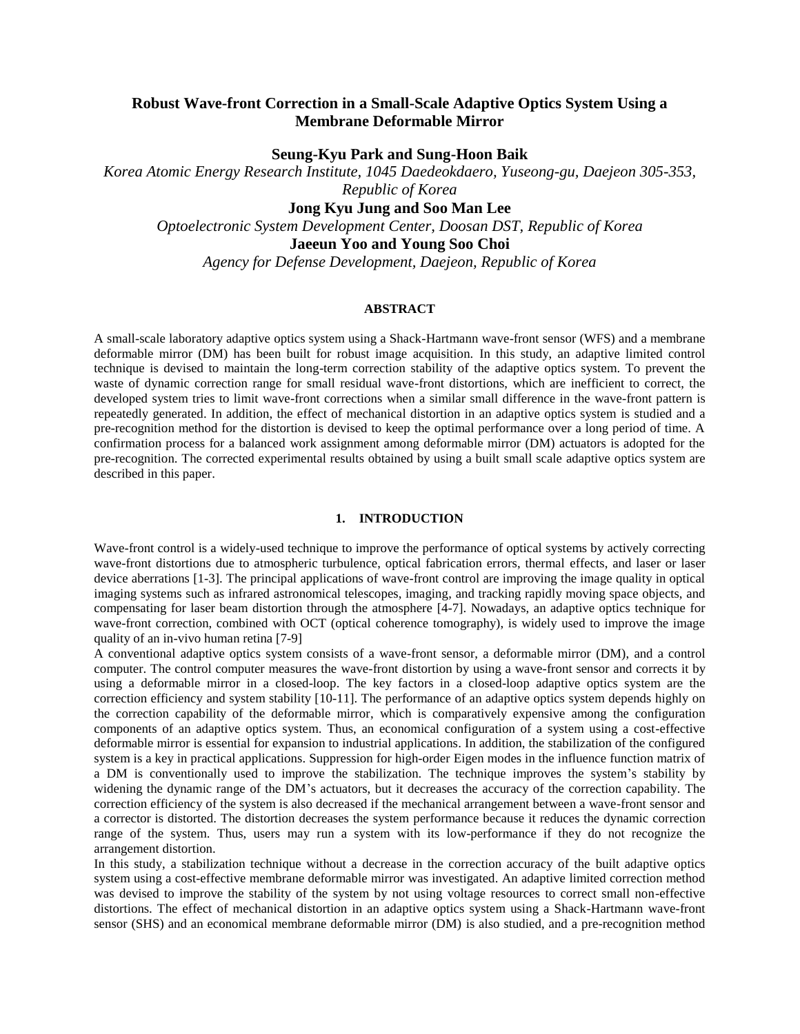# Robust Wave-front Correction in a Small-Scale Adaptive Optics System Using a Membrane Deformable Mirror

**Seung-Kyu Park and Sung-Hoon Baik**

*Korea Atomic Energy Research Institute, 1045 Daedeokdaero, Yuseong-gu, Daejeon 305-353, Republic of Korea*

**Jong Kyu Jung and Soo Man Lee**

*Optoelectronic System Development Center, Doosan DST, Republic of Korea*

**Jaeeun Yoo and Young Soo Choi**

*Agency for Defense Development, Daejeon, Republic of Korea*

## ABSTRACT

A small-scale laboratory adaptive optics system using a Shack-Hartmann wave-front sensor (WFS) and a membrane deformable mirror (DM) has been built for robust image acquisition. In this study, an adaptive limited control technique is devised to maintain the long-term correction stability of the adaptive optics system. To prevent the waste of dynamic correction range for small residual wave-front distortions, which are inefficient to correct, the developed system tries to limit wave-front corrections when a similar small difference in the wave-front pattern is repeatedly generated. In addition, the effect of mechanical distortion in an adaptive optics system is studied and a pre-recognition method for the distortion is devised to keep the optimal performance over a long period of time. A confirmation process for a balanced work assignment among deformable mirror (DM) actuators is adopted for the pre-recognition. The corrected experimental results obtained by using a built small scale adaptive optics system are described in this paper.

## 1. INTRODUCTION

Wave-front control is a widely-used technique to improve the performance of optical systems by actively correcting wave-front distortions due to atmospheric turbulence, optical fabrication errors, thermal effects, and laser or laser device aberrations [1-3]. The principal applications of wave-front control are improving the image quality in optical imaging systems such as infrared astronomical telescopes, imaging, and tracking rapidly moving space objects, and compensating for laser beam distortion through the atmosphere [4-7]. Nowadays, an adaptive optics technique for wave-front correction, combined with OCT (optical coherence tomography), is widely used to improve the image quality of an in-vivo human retina [7-9]

A conventional adaptive optics system consists of a wave-front sensor, a deformable mirror (DM), and a control computer. The control computer measures the wave-front distortion by using a wave-front sensor and corrects it by using a deformable mirror in a closed-loop. The key factors in a closed-loop adaptive optics system are the correction efficiency and system stability [10-11]. The performance of an adaptive optics system depends highly on the correction capability of the deformable mirror, which is comparatively expensive among the configuration components of an adaptive optics system. Thus, an economical configuration of a system using a cost-effective deformable mirror is essential for expansion to industrial applications. In addition, the stabilization of the configured system is a key in practical applications. Suppression for high-order Eigen modes in the influence function matrix of a DM is conventionally used to improve the stabilization. The technique improves the system's stability by widening the dynamic range of the DM's actuators, but it decreases the accuracy of the correction capability. The correction efficiency of the system is also decreased if the mechanical arrangement between a wave-front sensor and a corrector is distorted. The distortion decreases the system performance because it reduces the dynamic correction range of the system. Thus, users may run a system with its low-performance if they do not recognize the arrangement distortion.

In this study, a stabilization technique without a decrease in the correction accuracy of the built adaptive optics system using a cost-effective membrane deformable mirror was investigated. An adaptive limited correction method was devised to improve the stability of the system by not using voltage resources to correct small non-effective distortions. The effect of mechanical distortion in an adaptive optics system using a Shack-Hartmann wave-front sensor (SHS) and an economical membrane deformable mirror (DM) is also studied, and a pre-recognition method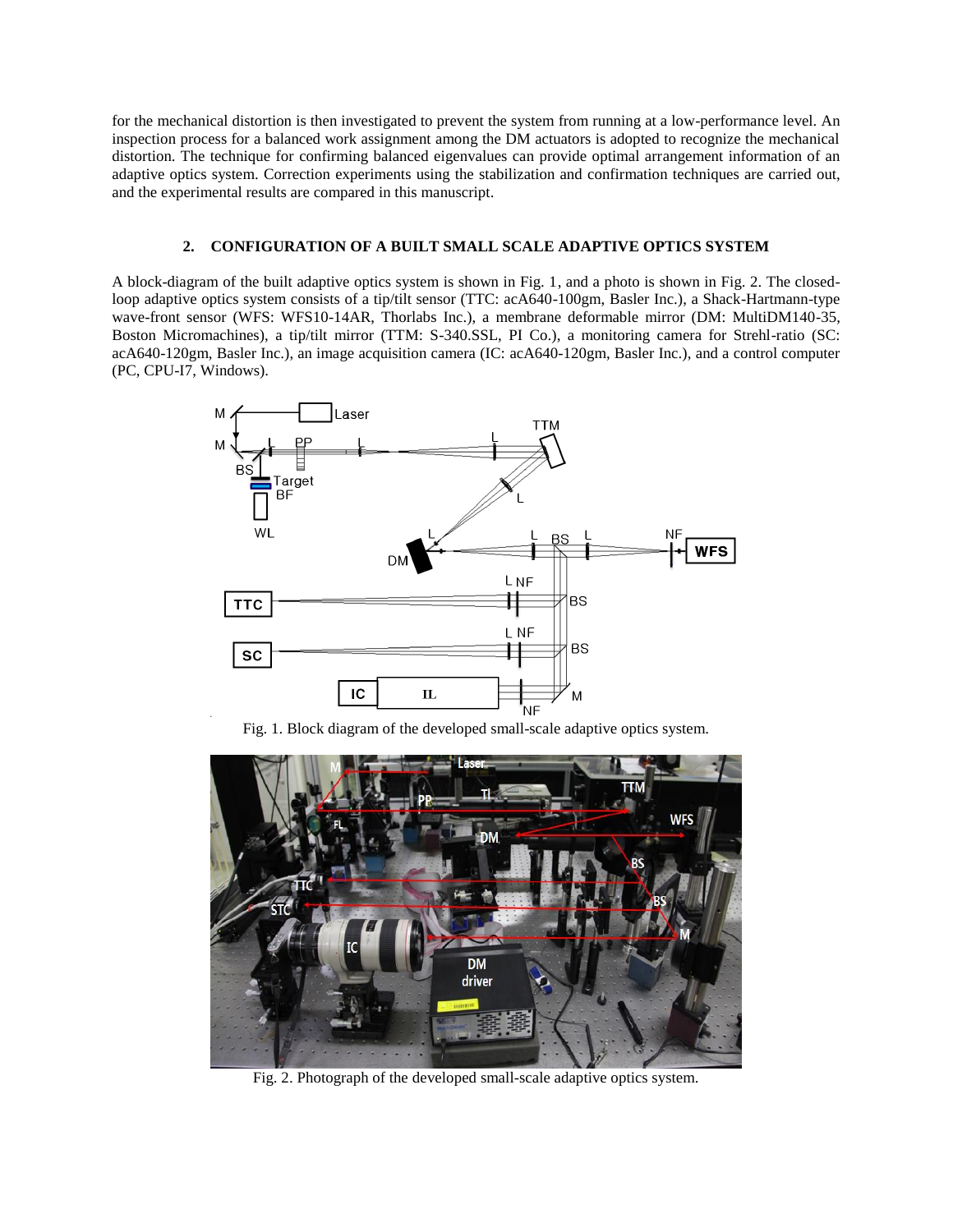for the mechanical distortion is then investigated to prevent the system from running at a low-performance level. An inspection process for a balanced work assignment among the DM actuators is adopted to recognize the mechanical distortion. The technique for confirming balanced eigenvalues can provide optimal arrangement information of an adaptive optics system. Correction experiments using the stabilization and confirmation techniques are carried out, and the experimental results are compared in this manuscript.

## 2. CONFIGURATION OF A BUILT SMALL SCALE ADAPTIVE OPTICS SYSTEM

A block-diagram of the built adaptive optics system is shown in Fig. 1, and a photo is shown in Fig. 2. The closed-loop adaptive optics system consists of a tip/tilt sensor (TTC: acA640-100gm, Basler Inc.), a Shack-Hartmann-type wave-front sensor (WFS: WFS10-14AR, Thorlabs Inc.), a membrane deformable mirror (DM: MultiDM140-35, Boston Micromachines), a tip/tilt mirror (TTM: S-340.SSL, PI Co.), a monitoring camera for Strehl-ratio (SC: acA640-120gm, Basler Inc.), an image acquisition camera (IC: acA640-120gm, Basler Inc.), and a control computer (PC, CPU-I7, Windows).

Fig. 1. Block diagram of the developed small-scale adaptive optics system.

Fig. 2. Photograph of the developed small-scale adaptive optics system.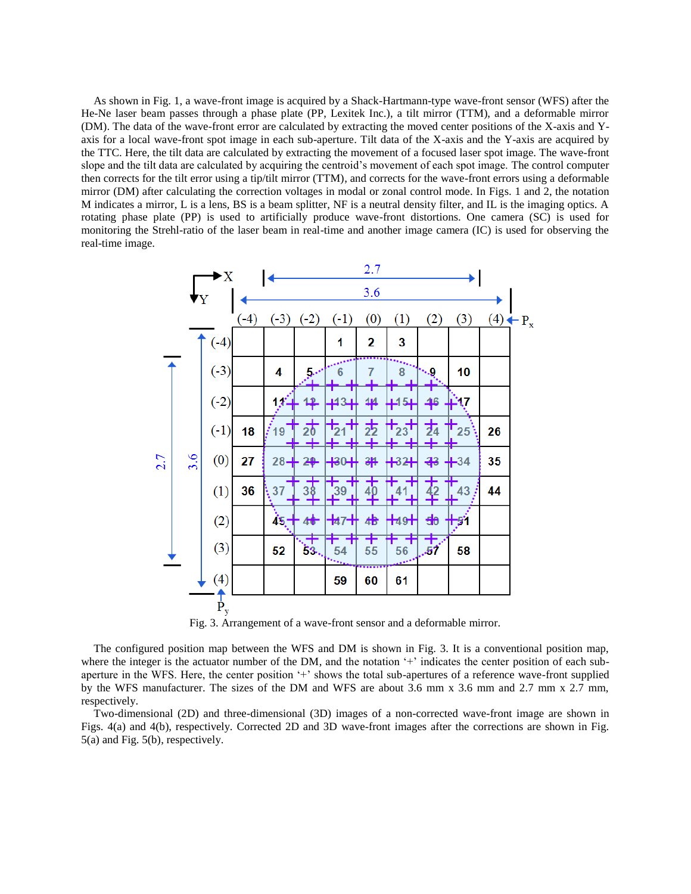As shown in Fig. 1, a wave-front image is acquired by a Shack-Hartmann-type wave-front sensor (WFS) after the He-Ne laser beam passes through a phase plate (PP, Lexitek Inc.), a tilt mirror (TTM), and a deformable mirror (DM). The data of the wave-front error are calculated by extracting the moved center positions of the X-axis and Y-axis for a local wave-front spot image in each sub-aperture. Tilt data of the X-axis and the Y-axis are acquired by the TTC. Here, the tilt data are calculated by extracting the movement of a focused laser spot image. The wave-front slope and the tilt data are calculated by acquiring the centroid's movement of each spot image. The control computer then corrects for the tilt error using a tip/tilt mirror (TTM), and corrects for the wave-front errors using a deformable mirror (DM) after calculating the correction voltages in modal or zonal control mode. In Figs. 1 and 2, the notation M indicates a mirror, L is a lens, BS is a beam splitter, NF is a neutral density filter, and IL is the imaging optics. A rotating phase plate (PP) is used to artificially produce wave-front distortions. One camera (SC) is used for monitoring the Strehl-ratio of the laser beam in real-time and another image camera (IC) is used for observing the real-time image.

Fig. 3. Arrangement of a wave-front sensor and a deformable mirror.

The configured position map between the WFS and DM is shown in Fig. 3. It is a conventional position map, where the integer is the actuator number of the DM, and the notation '+' indicates the center position of each sub-aperture in the WFS. Here, the center position '+' shows the total sub-apertures of a reference wave-front supplied by the WFS manufacturer. The sizes of the DM and WFS are about 3.6 mm x 3.6 mm and 2.7 mm x 2.7 mm, respectively.

Two-dimensional (2D) and three-dimensional (3D) images of a non-corrected wave-front image are shown in Figs. 4(a) and 4(b), respectively. Corrected 2D and 3D wave-front images after the corrections are shown in Fig. 5(a) and Fig. 5(b), respectively.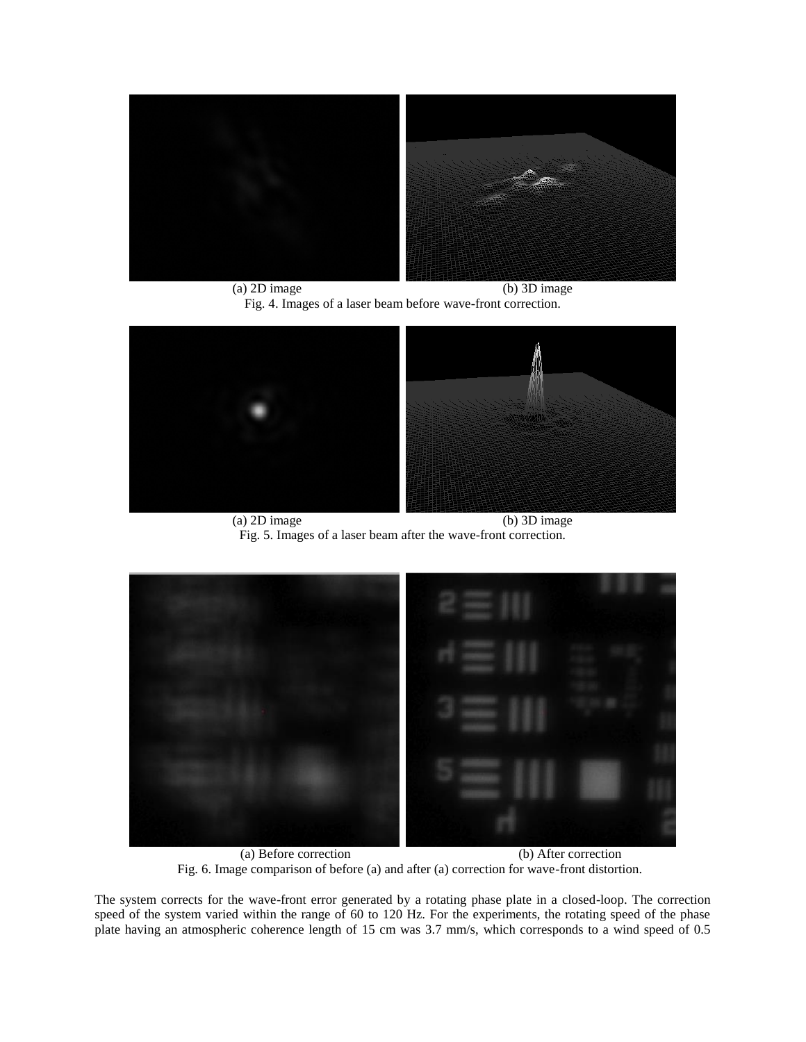(a) 2D image (b) 3D image

Fig. 4. Images of a laser beam before wave-front correction.

(a) 2D image (b) 3D image

Fig. 5. Images of a laser beam after the wave-front correction.

(a) Before correction (b) After correction

Fig. 6. Image comparison of before (a) and after (a) correction for wave-front distortion.

The system corrects for the wave-front error generated by a rotating phase plate in a closed-loop. The correction speed of the system varied within the range of 60 to 120 Hz. For the experiments, the rotating speed of the phase plate having an atmospheric coherence length of 15 cm was 3.7 mm/s, which corresponds to a wind speed of 0.5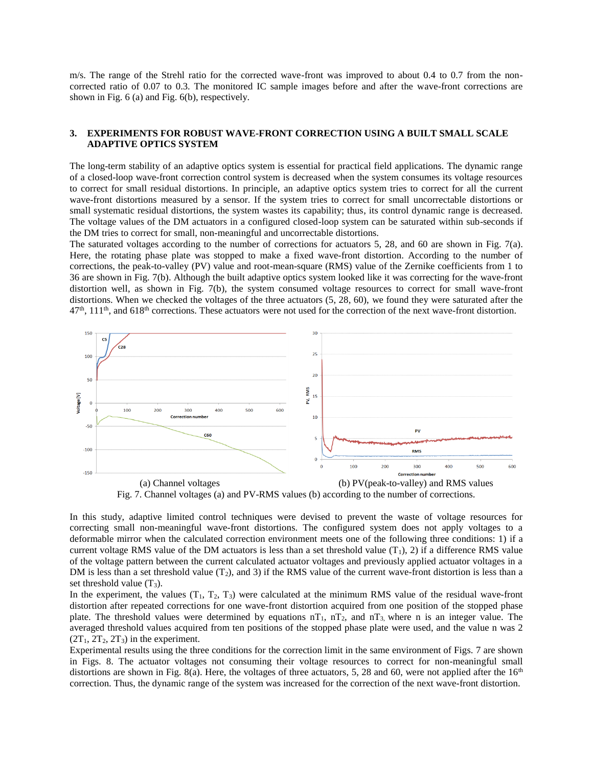m/s. The range of the Strehl ratio for the corrected wave-front was improved to about 0.4 to 0.7 from the non-corrected ratio of 0.07 to 0.3. The monitored IC sample images before and after the wave-front corrections are shown in Fig. 6 (a) and Fig. 6(b), respectively.

## 3. EXPERIMENTS FOR ROBUST WAVE-FRONT CORRECTION USING A BUILT SMALL SCALE ADAPTIVE OPTICS SYSTEM

The long-term stability of an adaptive optics system is essential for practical field applications. The dynamic range of a closed-loop wave-front correction control system is decreased when the system consumes its voltage resources to correct for small residual distortions. In principle, an adaptive optics system tries to correct for all the current wave-front distortions measured by a sensor. If the system tries to correct for small uncorrectable distortions or small systematic residual distortions, the system wastes its capability; thus, its control dynamic range is decreased. The voltage values of the DM actuators in a configured closed-loop system can be saturated within sub-seconds if the DM tries to correct for small, non-meaningful and uncorrectable distortions.

The saturated voltages according to the number of corrections for actuators 5, 28, and 60 are shown in Fig. 7(a). Here, the rotating phase plate was stopped to make a fixed wave-front distortion. According to the number of corrections, the peak-to-valley (PV) value and root-mean-square (RMS) value of the Zernike coefficients from 1 to 36 are shown in Fig. 7(b). Although the built adaptive optics system looked like it was correcting for the wave-front distortion well, as shown in Fig. 7(b), the system consumed voltage resources to correct for small wave-front distortions. When we checked the voltages of the three actuators (5, 28, 60), we found they were saturated after the 47th, 111th, and 618th corrections. These actuators were not used for the correction of the next wave-front distortion.

(a) Channel voltages (b) PV(peak-to-valley) and RMS values

Fig. 7. Channel voltages (a) and PV-RMS values (b) according to the number of corrections.

In this study, adaptive limited control techniques were devised to prevent the waste of voltage resources for correcting small non-meaningful wave-front distortions. The configured system does not apply voltages to a deformable mirror when the calculated correction environment meets one of the following three conditions: 1) if a current voltage RMS value of the DM actuators is less than a set threshold value ($T_1$), 2) if a difference RMS value of the voltage pattern between the current calculated actuator voltages and previously applied actuator voltages in a DM is less than a set threshold value ($T_2$), and 3) if the RMS value of the current wave-front distortion is less than a set threshold value ($T_3$).

In the experiment, the values ($T_1$, $T_2$, $T_3$) were calculated at the minimum RMS value of the residual wave-front distortion after repeated corrections for one wave-front distortion acquired from one position of the stopped phase plate. The threshold values were determined by equations $nT_1$, $nT_2$, and $nT_3$, where n is an integer value. The averaged threshold values acquired from ten positions of the stopped phase plate were used, and the value n was 2 ($2T_1$, $2T_2$, $2T_3$) in the experiment.

Experimental results using the three conditions for the correction limit in the same environment of Figs. 7 are shown in Figs. 8. The actuator voltages not consuming their voltage resources to correct for non-meaningful small distortions are shown in Fig. 8(a). Here, the voltages of three actuators, 5, 28 and 60, were not applied after the 16th correction. Thus, the dynamic range of the system was increased for the correction of the next wave-front distortion.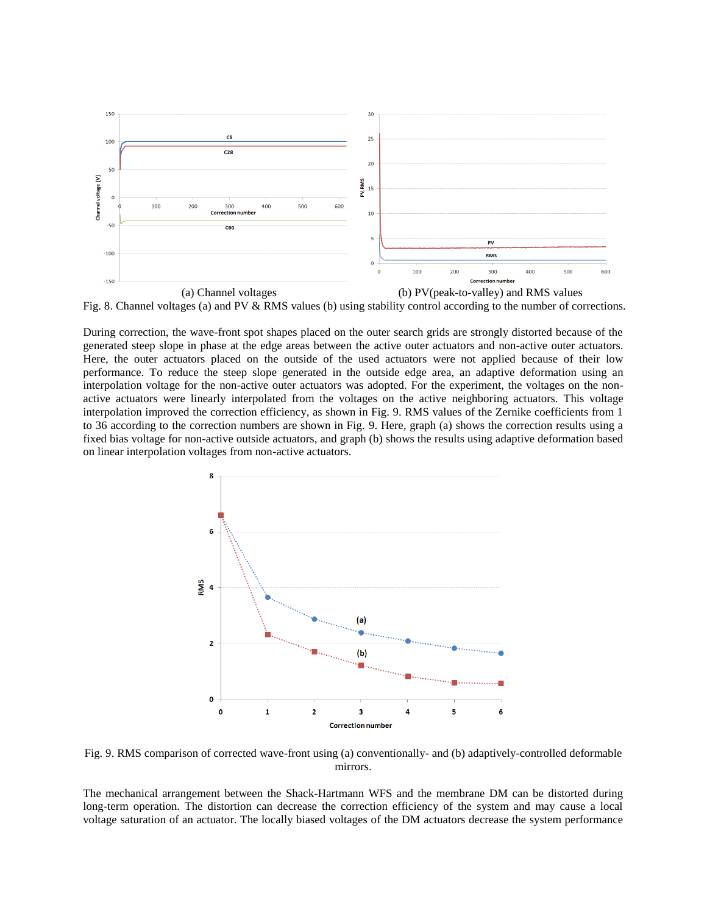(a) Channel voltages

(b) PV(peak-to-valley) and RMS values

Fig. 8. Channel voltages (a) and PV & RMS values (b) using stability control according to the number of corrections.

During correction, the wave-front spot shapes placed on the outer search grids are strongly distorted because of the generated steep slope in phase at the edge areas between the active outer actuators and non-active outer actuators. Here, the outer actuators placed on the outside of the used actuators were not applied because of their low performance. To reduce the steep slope generated in the outside edge area, an adaptive deformation using an interpolation voltage for the non-active outer actuators was adopted. For the experiment, the voltages on the non-active actuators were linearly interpolated from the voltages on the active neighboring actuators. This voltage interpolation improved the correction efficiency, as shown in Fig. 9. RMS values of the Zernike coefficients from 1 to 36 according to the correction numbers are shown in Fig. 9. Here, graph (a) shows the correction results using a fixed bias voltage for non-active outside actuators, and graph (b) shows the results using adaptive deformation based on linear interpolation voltages from non-active actuators.

Fig. 9. RMS comparison of corrected wave-front using (a) conventionally- and (b) adaptively-controlled deformable mirrors.

The mechanical arrangement between the Shack-Hartmann WFS and the membrane DM can be distorted during long-term operation. The distortion can decrease the correction efficiency of the system and may cause a local voltage saturation of an actuator. The locally biased voltages of the DM actuators decrease the system performance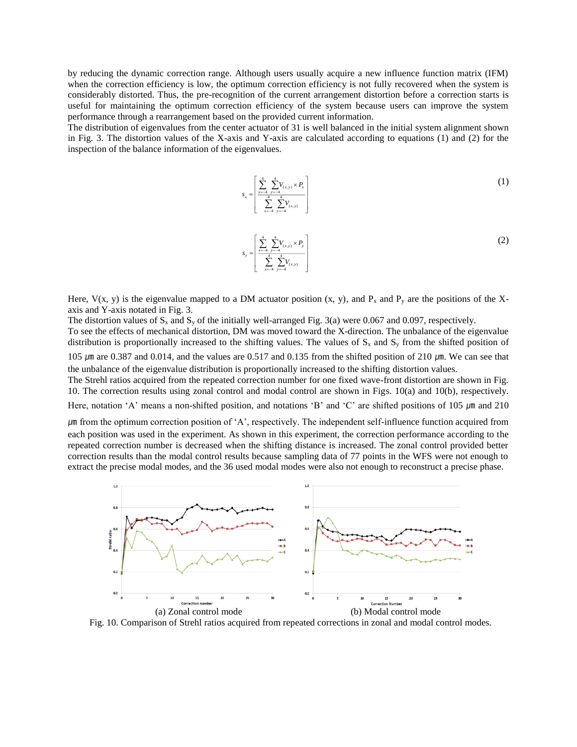by reducing the dynamic correction range. Although users usually acquire a new influence function matrix (IFM) when the correction efficiency is low, the optimum correction efficiency is not fully recovered when the system is considerably distorted. Thus, the pre-recognition of the current arrangement distortion before a correction starts is useful for maintaining the optimum correction efficiency of the system because users can improve the system performance through a rearrangement based on the provided current information.

The distribution of eigenvalues from the center actuator of 31 is well balanced in the initial system alignment shown in Fig. 3. The distortion values of the X-axis and Y-axis are calculated according to equations (1) and (2) for the inspection of the balance information of the eigenvalues.

$$S_x = \left| \frac{\sum_{x=-4}^{4} \sum_{y=-4}^{4} V_{(x,y)} \times P_x}{\sum_{x=-4}^{4} \sum_{y=-4}^{4} V_{(x,y)}} \right| \tag{1}$$

$$S_y = \left| \frac{\sum_{x=-4}^{4} \sum_{y=-4}^{4} V_{(x,y)} \times P_y}{\sum_{x=-4}^{4} \sum_{y=-4}^{4} V_{(x,y)}} \right| \tag{2}$$

Here, V(x, y) is the eigenvalue mapped to a DM actuator position (x, y), and $P_x$ and $P_y$ are the positions of the X-axis and Y-axis notated in Fig. 3.

The distortion values of $S_x$ and $S_y$ of the initially well-arranged Fig. 3(a) were 0.067 and 0.097, respectively.

To see the effects of mechanical distortion, DM was moved toward the X-direction. The unbalance of the eigenvalue distribution is proportionally increased to the shifting values. The values of $S_x$ and $S_y$ from the shifted position of 105 $\mu$m are 0.387 and 0.014, and the values are 0.517 and 0.135 from the shifted position of 210 $\mu$m. We can see that the unbalance of the eigenvalue distribution is proportionally increased to the shifting distortion values.

The Strehl ratios acquired from the repeated correction number for one fixed wave-front distortion are shown in Fig. 10. The correction results using zonal control and modal control are shown in Figs. 10(a) and 10(b), respectively. Here, notation 'A' means a non-shifted position, and notations 'B' and 'C' are shifted positions of 105 $\mu$m and 210 $\mu$m from the optimum correction position of 'A', respectively. The independent self-influence function acquired from each position was used in the experiment. As shown in this experiment, the correction performance according to the repeated correction number is decreased when the shifting distance is increased. The zonal control provided better correction results than the modal control results because sampling data of 77 points in the WFS were not enough to extract the precise modal modes, and the 36 used modal modes were also not enough to reconstruct a precise phase.

(a) Zonal control mode (b) Modal control mode

Fig. 10. Comparison of Strehl ratios acquired from repeated corrections in zonal and modal control modes.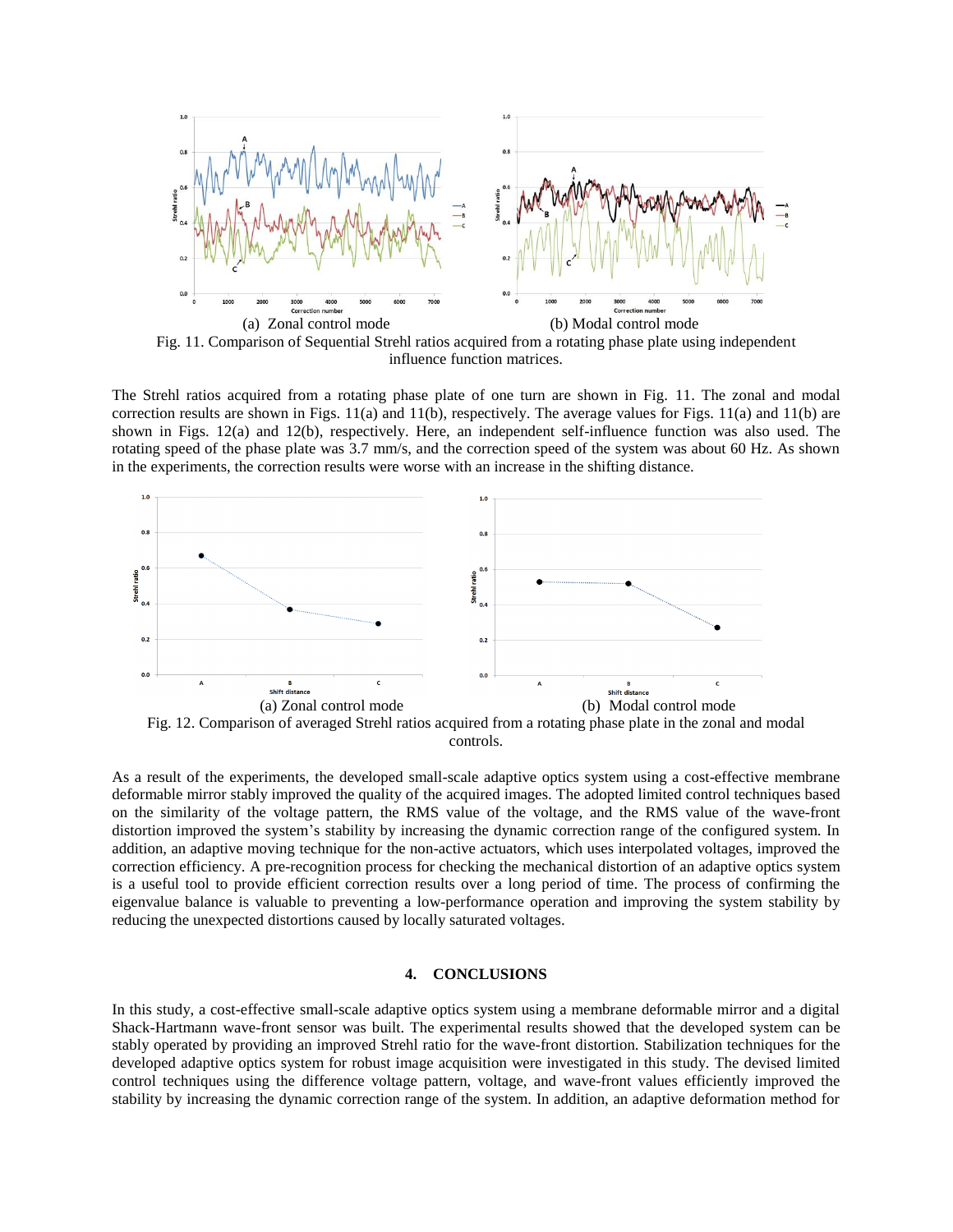(a) Zonal control mode (b) Modal control mode

Fig. 11. Comparison of Sequential Strehl ratios acquired from a rotating phase plate using independent influence function matrices.

The Strehl ratios acquired from a rotating phase plate of one turn are shown in Fig. 11. The zonal and modal correction results are shown in Figs. 11(a) and 11(b), respectively. The average values for Figs. 11(a) and 11(b) are shown in Figs. 12(a) and 12(b), respectively. Here, an independent self-influence function was also used. The rotating speed of the phase plate was 3.7 mm/s, and the correction speed of the system was about 60 Hz. As shown in the experiments, the correction results were worse with an increase in the shifting distance.

(a) Zonal control mode (b) Modal control mode

Fig. 12. Comparison of averaged Strehl ratios acquired from a rotating phase plate in the zonal and modal controls.

As a result of the experiments, the developed small-scale adaptive optics system using a cost-effective membrane deformable mirror stably improved the quality of the acquired images. The adopted limited control techniques based on the similarity of the voltage pattern, the RMS value of the voltage, and the RMS value of the wave-front distortion improved the system's stability by increasing the dynamic correction range of the configured system. In addition, an adaptive moving technique for the non-active actuators, which uses interpolated voltages, improved the correction efficiency. A pre-recognition process for checking the mechanical distortion of an adaptive optics system is a useful tool to provide efficient correction results over a long period of time. The process of confirming the eigenvalue balance is valuable to preventing a low-performance operation and improving the system stability by reducing the unexpected distortions caused by locally saturated voltages.

## 4. CONCLUSIONS

In this study, a cost-effective small-scale adaptive optics system using a membrane deformable mirror and a digital Shack-Hartmann wave-front sensor was built. The experimental results showed that the developed system can be stably operated by providing an improved Strehl ratio for the wave-front distortion. Stabilization techniques for the developed adaptive optics system for robust image acquisition were investigated in this study. The devised limited control techniques using the difference voltage pattern, voltage, and wave-front values efficiently improved the stability by increasing the dynamic correction range of the system. In addition, an adaptive deformation method for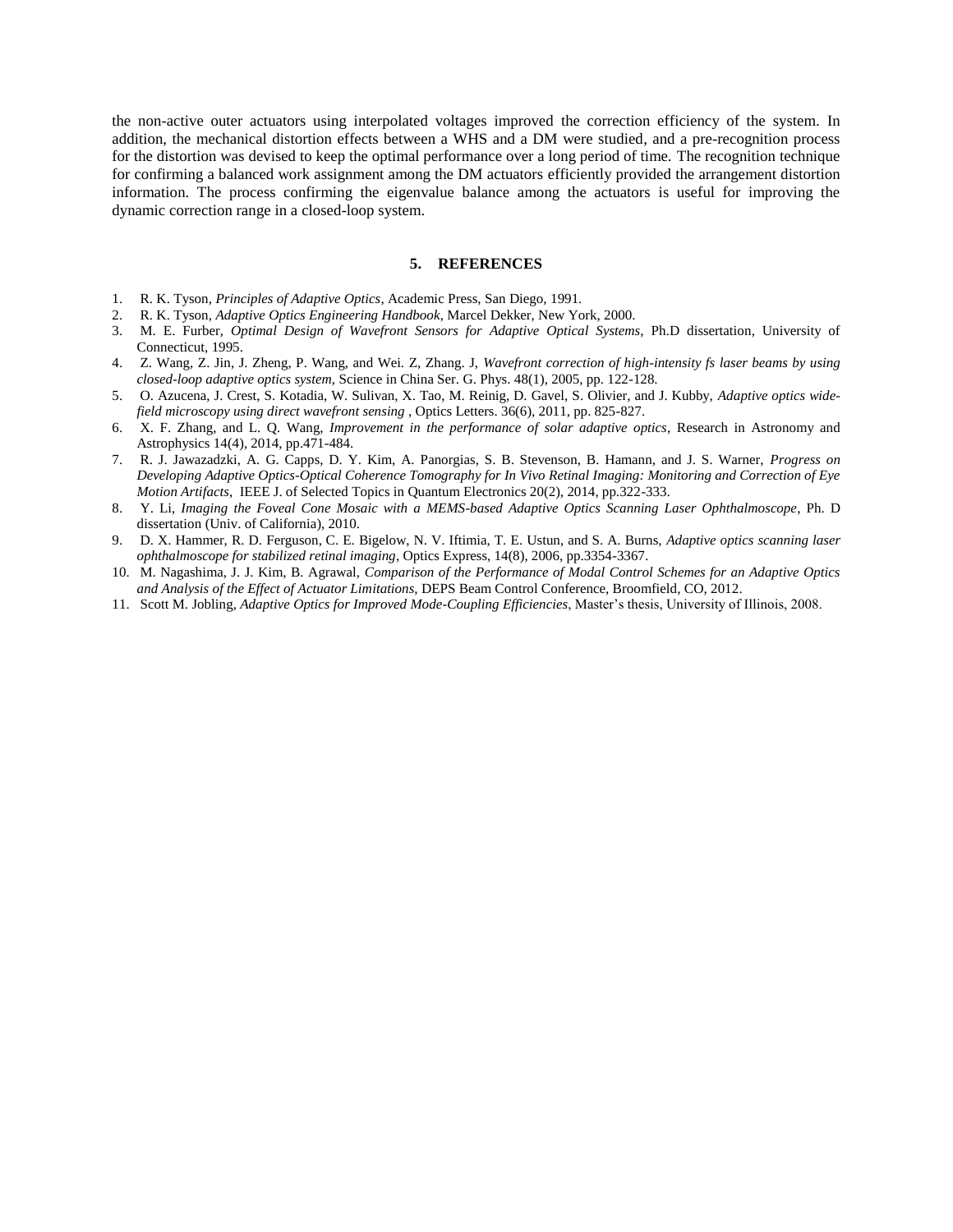the non-active outer actuators using interpolated voltages improved the correction efficiency of the system. In addition, the mechanical distortion effects between a WHS and a DM were studied, and a pre-recognition process for the distortion was devised to keep the optimal performance over a long period of time. The recognition technique for confirming a balanced work assignment among the DM actuators efficiently provided the arrangement distortion information. The process confirming the eigenvalue balance among the actuators is useful for improving the dynamic correction range in a closed-loop system.

## 5. REFERENCES

1. R. K. Tyson, *Principles of Adaptive Optics*, Academic Press, San Diego, 1991.
2. R. K. Tyson, *Adaptive Optics Engineering Handbook*, Marcel Dekker, New York, 2000.
3. M. E. Furber, *Optimal Design of Wavefront Sensors for Adaptive Optical Systems*, Ph.D dissertation, University of Connecticut, 1995.
4. Z. Wang, Z. Jin, J. Zheng, P. Wang, and Wei. Z, Zhang. J, *Wavefront correction of high-intensity fs laser beams by using closed-loop adaptive optics system*, Science in China Ser. G. Phys. 48(1), 2005, pp. 122-128.
5. O. Azucena, J. Crest, S. Kotadia, W. Sulivan, X. Tao, M. Reinig, D. Gavel, S. Olivier, and J. Kubby, *Adaptive optics wide-field microscopy using direct wavefront sensing* , Optics Letters. 36(6), 2011, pp. 825-827.
6. X. F. Zhang, and L. Q. Wang, *Improvement in the performance of solar adaptive optics*, Research in Astronomy and Astrophysics 14(4), 2014, pp.471-484.
7. R. J. Jawazadzki, A. G. Capps, D. Y. Kim, A. Panorgias, S. B. Stevenson, B. Hamann, and J. S. Warner, *Progress on Developing Adaptive Optics-Optical Coherence Tomography for In Vivo Retinal Imaging: Monitoring and Correction of Eye Motion Artifacts*, IEEE J. of Selected Topics in Quantum Electronics 20(2), 2014, pp.322-333.
8. Y. Li, *Imaging the Foveal Cone Mosaic with a MEMS-based Adaptive Optics Scanning Laser Ophthalmoscope*, Ph. D dissertation (Univ. of California), 2010.
9. D. X. Hammer, R. D. Ferguson, C. E. Bigelow, N. V. Iftimia, T. E. Ustun, and S. A. Burns, *Adaptive optics scanning laser ophthalmoscope for stabilized retinal imaging*, Optics Express, 14(8), 2006, pp.3354-3367.
10. M. Nagashima, J. J. Kim, B. Agrawal, *Comparison of the Performance of Modal Control Schemes for an Adaptive Optics and Analysis of the Effect of Actuator Limitations*, DEPS Beam Control Conference, Broomfield, CO, 2012.
11. Scott M. Jobling, *Adaptive Optics for Improved Mode-Coupling Efficiencies*, Master's thesis, University of Illinois, 2008.